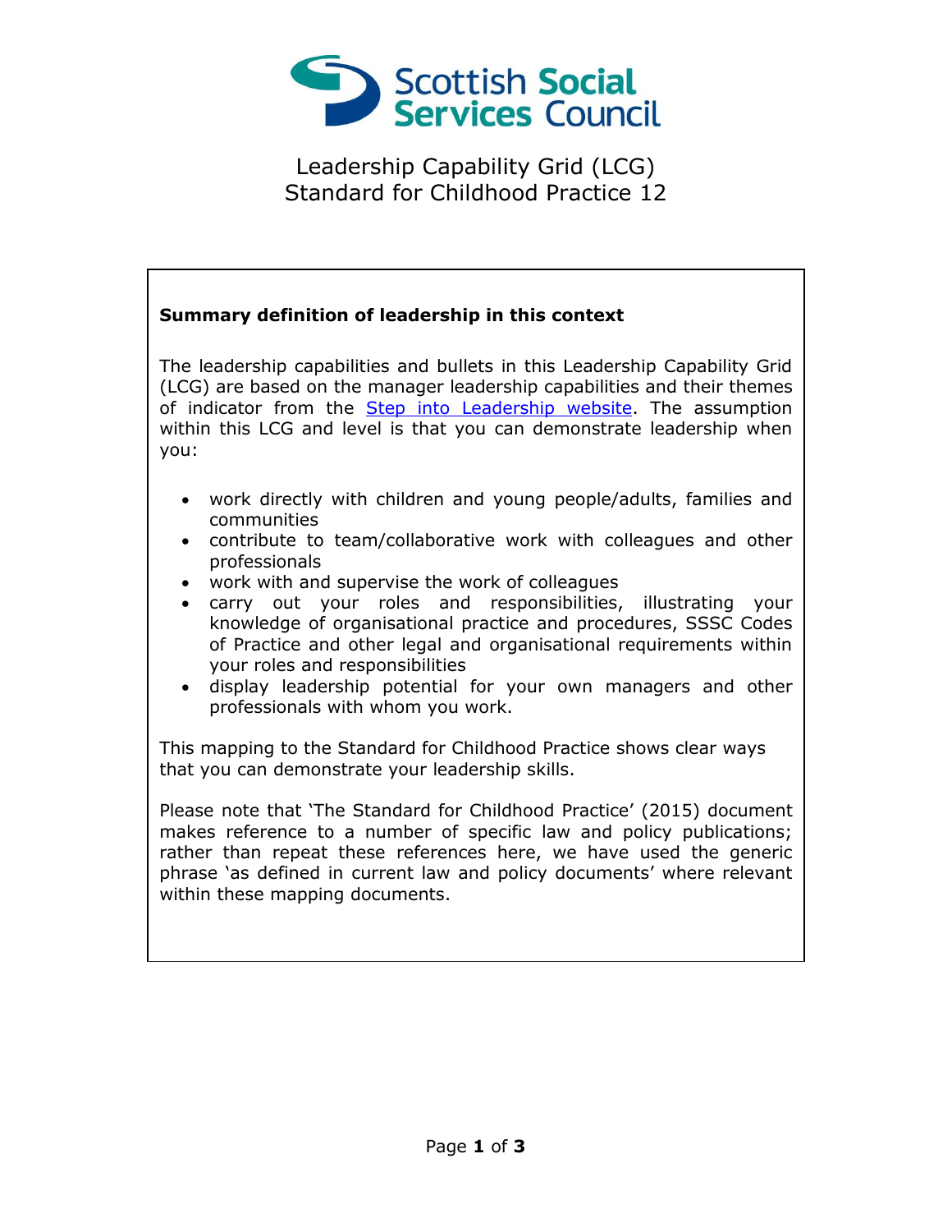Scottish Social Services Council

# Leadership Capability Grid (LCG)
# Standard for Childhood Practice 12

**Summary definition of leadership in this context**

The leadership capabilities and bullets in this Leadership Capability Grid (LCG) are based on the manager leadership capabilities and their themes of indicator from the [Step into Leadership website](). The assumption within this LCG and level is that you can demonstrate leadership when you:

- work directly with children and young people/adults, families and communities
- contribute to team/collaborative work with colleagues and other professionals
- work with and supervise the work of colleagues
- carry out your roles and responsibilities, illustrating your knowledge of organisational practice and procedures, SSSC Codes of Practice and other legal and organisational requirements within your roles and responsibilities
- display leadership potential for your own managers and other professionals with whom you work.

This mapping to the Standard for Childhood Practice shows clear ways that you can demonstrate your leadership skills.

Please note that 'The Standard for Childhood Practice' (2015) document makes reference to a number of specific law and policy publications; rather than repeat these references here, we have used the generic phrase 'as defined in current law and policy documents' where relevant within these mapping documents.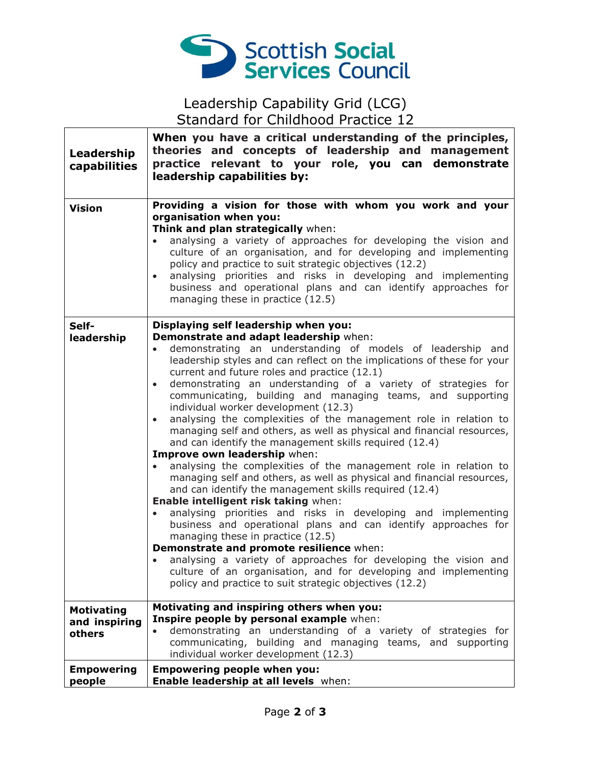Scottish Social Services Council

# Leadership Capability Grid (LCG)
## Standard for Childhood Practice 12

| **Leadership capabilities** | **When you have a critical understanding of the principles, theories and concepts of leadership and management practice relevant to your role, you can demonstrate leadership capabilities by:** |
|---|---|
| **Vision** | **Providing a vision for those with whom you work and your organisation when you:**<br>**Think and plan strategically** when:<br>• analysing a variety of approaches for developing the vision and culture of an organisation, and for developing and implementing policy and practice to suit strategic objectives (12.2)<br>• analysing priorities and risks in developing and implementing business and operational plans and can identify approaches for managing these in practice (12.5) |
| **Self-leadership** | **Displaying self leadership when you:**<br>**Demonstrate and adapt leadership** when:<br>• demonstrating an understanding of models of leadership and leadership styles and can reflect on the implications of these for your current and future roles and practice (12.1)<br>• demonstrating an understanding of a variety of strategies for communicating, building and managing teams, and supporting individual worker development (12.3)<br>• analysing the complexities of the management role in relation to managing self and others, as well as physical and financial resources, and can identify the management skills required (12.4)<br>**Improve own leadership** when:<br>• analysing the complexities of the management role in relation to managing self and others, as well as physical and financial resources, and can identify the management skills required (12.4)<br>**Enable intelligent risk taking** when:<br>• analysing priorities and risks in developing and implementing business and operational plans and can identify approaches for managing these in practice (12.5)<br>**Demonstrate and promote resilience** when:<br>• analysing a variety of approaches for developing the vision and culture of an organisation, and for developing and implementing policy and practice to suit strategic objectives (12.2) |
| **Motivating and inspiring others** | **Motivating and inspiring others when you:**<br>**Inspire people by personal example** when:<br>• demonstrating an understanding of a variety of strategies for communicating, building and managing teams, and supporting individual worker development (12.3) |
| **Empowering people** | **Empowering people when you:**<br>**Enable leadership at all levels** when: |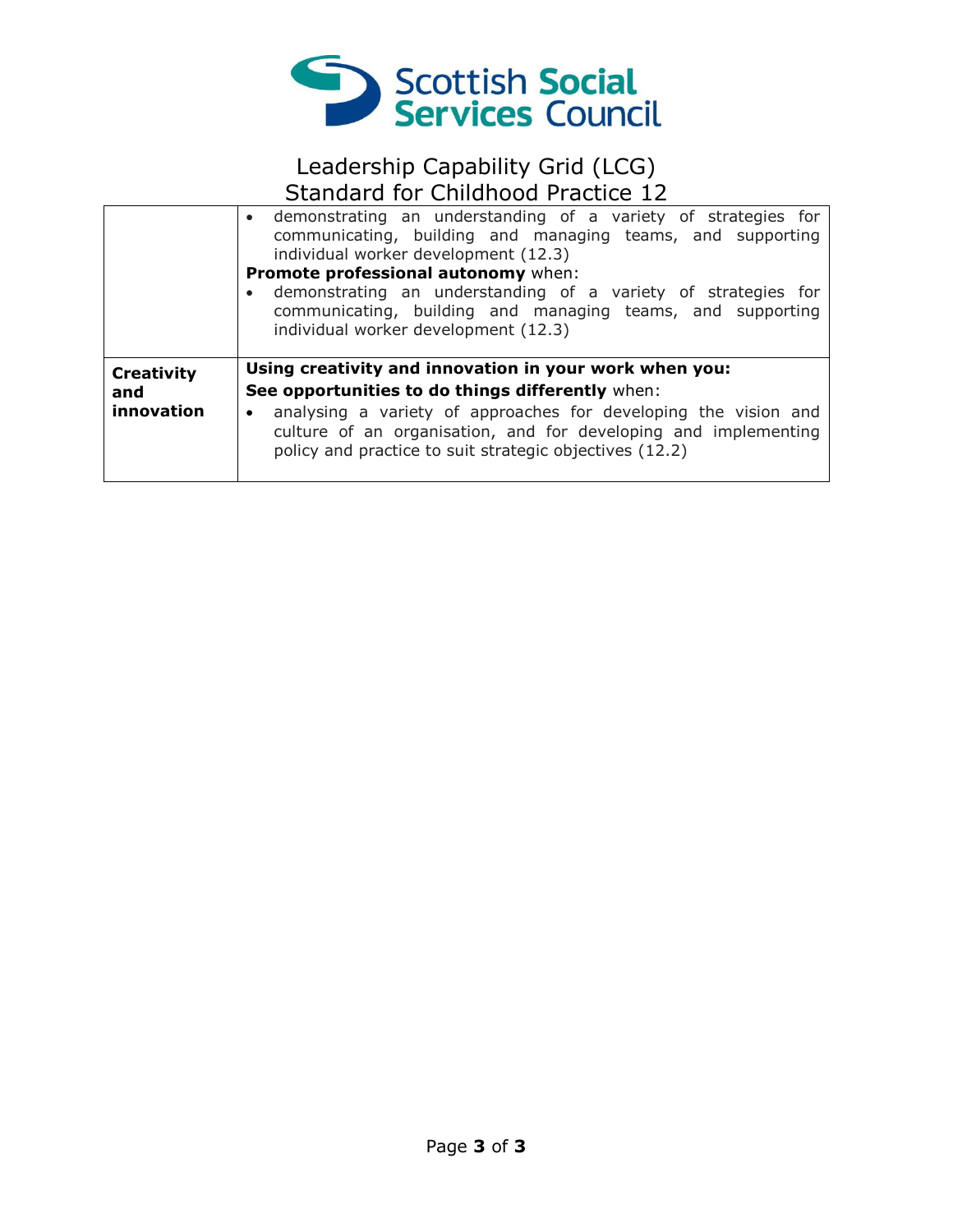# Leadership Capability Grid (LCG)

## Standard for Childhood Practice 12

| | |
|---|---|
| | • demonstrating an understanding of a variety of strategies for communicating, building and managing teams, and supporting individual worker development (12.3)<br>**Promote professional autonomy** when:<br>• demonstrating an understanding of a variety of strategies for communicating, building and managing teams, and supporting individual worker development (12.3) |
| **Creativity and innovation** | **Using creativity and innovation in your work when you:**<br>**See opportunities to do things differently** when:<br>• analysing a variety of approaches for developing the vision and culture of an organisation, and for developing and implementing policy and practice to suit strategic objectives (12.2) |